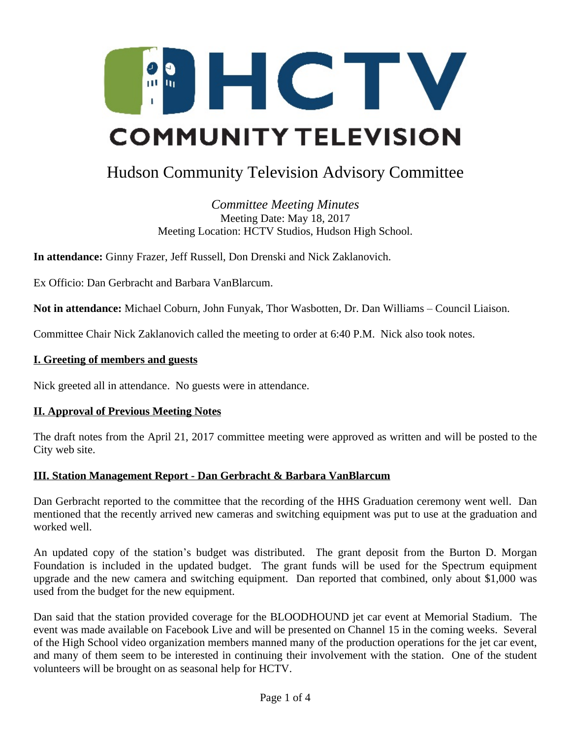# HCTV COMMUNITY TELEVISION

## Hudson Community Television Advisory Committee

*Committee Meeting Minutes*
Meeting Date: May 18, 2017
Meeting Location: HCTV Studios, Hudson High School.

**In attendance:** Ginny Frazer, Jeff Russell, Don Drenski and Nick Zaklanovich.

Ex Officio: Dan Gerbracht and Barbara VanBlarcum.

**Not in attendance:** Michael Coburn, John Funyak, Thor Wasbotten, Dr. Dan Williams – Council Liaison.

Committee Chair Nick Zaklanovich called the meeting to order at 6:40 P.M. Nick also took notes.

### I. Greeting of members and guests

Nick greeted all in attendance. No guests were in attendance.

### II. Approval of Previous Meeting Notes

The draft notes from the April 21, 2017 committee meeting were approved as written and will be posted to the City web site.

### III. Station Management Report - Dan Gerbracht & Barbara VanBlarcum

Dan Gerbracht reported to the committee that the recording of the HHS Graduation ceremony went well. Dan mentioned that the recently arrived new cameras and switching equipment was put to use at the graduation and worked well.

An updated copy of the station's budget was distributed. The grant deposit from the Burton D. Morgan Foundation is included in the updated budget. The grant funds will be used for the Spectrum equipment upgrade and the new camera and switching equipment. Dan reported that combined, only about $1,000 was used from the budget for the new equipment.

Dan said that the station provided coverage for the BLOODHOUND jet car event at Memorial Stadium. The event was made available on Facebook Live and will be presented on Channel 15 in the coming weeks. Several of the High School video organization members manned many of the production operations for the jet car event, and many of them seem to be interested in continuing their involvement with the station. One of the student volunteers will be brought on as seasonal help for HCTV.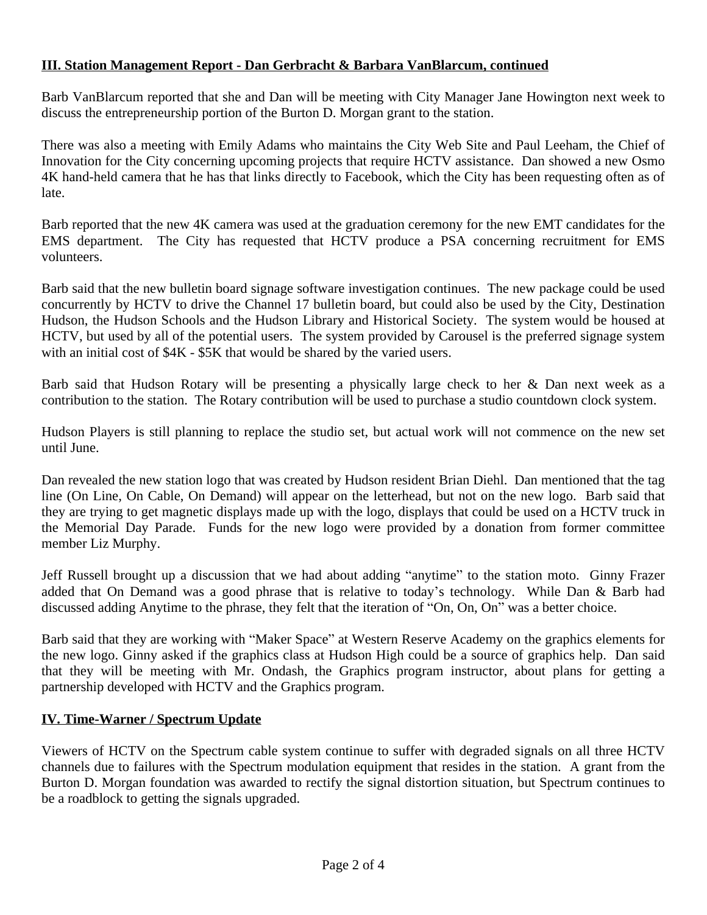## III. Station Management Report - Dan Gerbracht & Barbara VanBlarcum, continued

Barb VanBlarcum reported that she and Dan will be meeting with City Manager Jane Howington next week to discuss the entrepreneurship portion of the Burton D. Morgan grant to the station.

There was also a meeting with Emily Adams who maintains the City Web Site and Paul Leeham, the Chief of Innovation for the City concerning upcoming projects that require HCTV assistance. Dan showed a new Osmo 4K hand-held camera that he has that links directly to Facebook, which the City has been requesting often as of late.

Barb reported that the new 4K camera was used at the graduation ceremony for the new EMT candidates for the EMS department. The City has requested that HCTV produce a PSA concerning recruitment for EMS volunteers.

Barb said that the new bulletin board signage software investigation continues. The new package could be used concurrently by HCTV to drive the Channel 17 bulletin board, but could also be used by the City, Destination Hudson, the Hudson Schools and the Hudson Library and Historical Society. The system would be housed at HCTV, but used by all of the potential users. The system provided by Carousel is the preferred signage system with an initial cost of $4K - $5K that would be shared by the varied users.

Barb said that Hudson Rotary will be presenting a physically large check to her & Dan next week as a contribution to the station. The Rotary contribution will be used to purchase a studio countdown clock system.

Hudson Players is still planning to replace the studio set, but actual work will not commence on the new set until June.

Dan revealed the new station logo that was created by Hudson resident Brian Diehl. Dan mentioned that the tag line (On Line, On Cable, On Demand) will appear on the letterhead, but not on the new logo. Barb said that they are trying to get magnetic displays made up with the logo, displays that could be used on a HCTV truck in the Memorial Day Parade. Funds for the new logo were provided by a donation from former committee member Liz Murphy.

Jeff Russell brought up a discussion that we had about adding "anytime" to the station moto. Ginny Frazer added that On Demand was a good phrase that is relative to today's technology. While Dan & Barb had discussed adding Anytime to the phrase, they felt that the iteration of "On, On, On" was a better choice.

Barb said that they are working with "Maker Space" at Western Reserve Academy on the graphics elements for the new logo. Ginny asked if the graphics class at Hudson High could be a source of graphics help. Dan said that they will be meeting with Mr. Ondash, the Graphics program instructor, about plans for getting a partnership developed with HCTV and the Graphics program.

## IV. Time-Warner / Spectrum Update

Viewers of HCTV on the Spectrum cable system continue to suffer with degraded signals on all three HCTV channels due to failures with the Spectrum modulation equipment that resides in the station. A grant from the Burton D. Morgan foundation was awarded to rectify the signal distortion situation, but Spectrum continues to be a roadblock to getting the signals upgraded.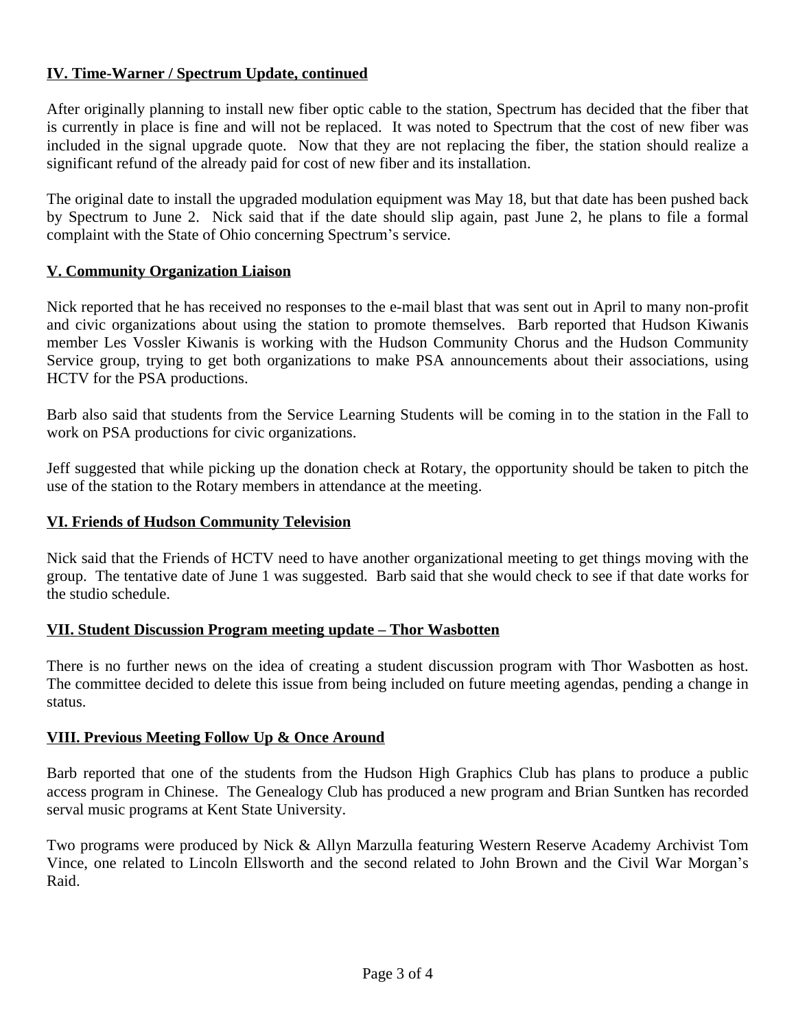## IV. Time-Warner / Spectrum Update, continued

After originally planning to install new fiber optic cable to the station, Spectrum has decided that the fiber that is currently in place is fine and will not be replaced. It was noted to Spectrum that the cost of new fiber was included in the signal upgrade quote. Now that they are not replacing the fiber, the station should realize a significant refund of the already paid for cost of new fiber and its installation.

The original date to install the upgraded modulation equipment was May 18, but that date has been pushed back by Spectrum to June 2. Nick said that if the date should slip again, past June 2, he plans to file a formal complaint with the State of Ohio concerning Spectrum's service.

## V. Community Organization Liaison

Nick reported that he has received no responses to the e-mail blast that was sent out in April to many non-profit and civic organizations about using the station to promote themselves. Barb reported that Hudson Kiwanis member Les Vossler Kiwanis is working with the Hudson Community Chorus and the Hudson Community Service group, trying to get both organizations to make PSA announcements about their associations, using HCTV for the PSA productions.

Barb also said that students from the Service Learning Students will be coming in to the station in the Fall to work on PSA productions for civic organizations.

Jeff suggested that while picking up the donation check at Rotary, the opportunity should be taken to pitch the use of the station to the Rotary members in attendance at the meeting.

## VI. Friends of Hudson Community Television

Nick said that the Friends of HCTV need to have another organizational meeting to get things moving with the group. The tentative date of June 1 was suggested. Barb said that she would check to see if that date works for the studio schedule.

## VII. Student Discussion Program meeting update – Thor Wasbotten

There is no further news on the idea of creating a student discussion program with Thor Wasbotten as host. The committee decided to delete this issue from being included on future meeting agendas, pending a change in status.

## VIII. Previous Meeting Follow Up & Once Around

Barb reported that one of the students from the Hudson High Graphics Club has plans to produce a public access program in Chinese. The Genealogy Club has produced a new program and Brian Suntken has recorded serval music programs at Kent State University.

Two programs were produced by Nick & Allyn Marzulla featuring Western Reserve Academy Archivist Tom Vince, one related to Lincoln Ellsworth and the second related to John Brown and the Civil War Morgan's Raid.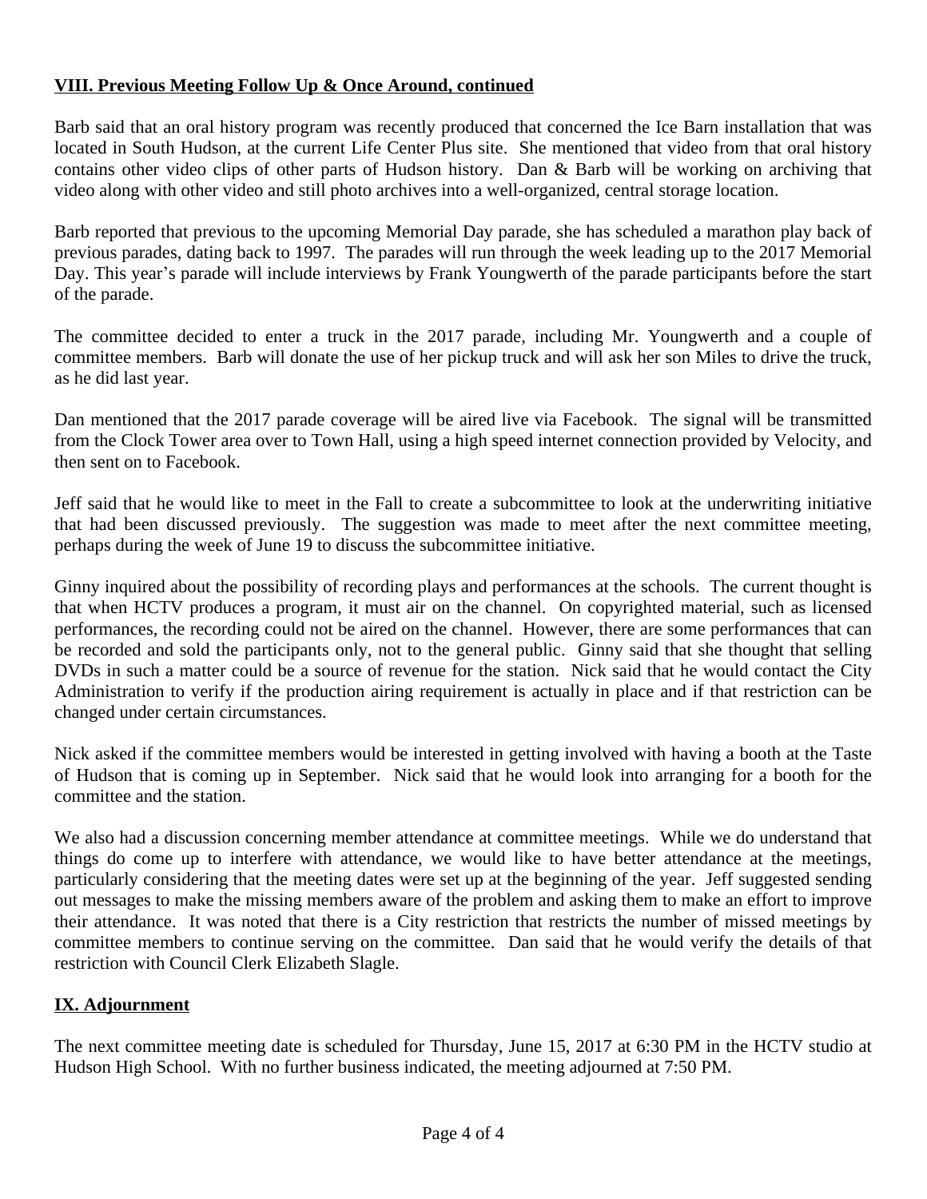## VIII. Previous Meeting Follow Up & Once Around, continued

Barb said that an oral history program was recently produced that concerned the Ice Barn installation that was located in South Hudson, at the current Life Center Plus site. She mentioned that video from that oral history contains other video clips of other parts of Hudson history. Dan & Barb will be working on archiving that video along with other video and still photo archives into a well-organized, central storage location.

Barb reported that previous to the upcoming Memorial Day parade, she has scheduled a marathon play back of previous parades, dating back to 1997. The parades will run through the week leading up to the 2017 Memorial Day. This year's parade will include interviews by Frank Youngwerth of the parade participants before the start of the parade.

The committee decided to enter a truck in the 2017 parade, including Mr. Youngwerth and a couple of committee members. Barb will donate the use of her pickup truck and will ask her son Miles to drive the truck, as he did last year.

Dan mentioned that the 2017 parade coverage will be aired live via Facebook. The signal will be transmitted from the Clock Tower area over to Town Hall, using a high speed internet connection provided by Velocity, and then sent on to Facebook.

Jeff said that he would like to meet in the Fall to create a subcommittee to look at the underwriting initiative that had been discussed previously. The suggestion was made to meet after the next committee meeting, perhaps during the week of June 19 to discuss the subcommittee initiative.

Ginny inquired about the possibility of recording plays and performances at the schools. The current thought is that when HCTV produces a program, it must air on the channel. On copyrighted material, such as licensed performances, the recording could not be aired on the channel. However, there are some performances that can be recorded and sold the participants only, not to the general public. Ginny said that she thought that selling DVDs in such a matter could be a source of revenue for the station. Nick said that he would contact the City Administration to verify if the production airing requirement is actually in place and if that restriction can be changed under certain circumstances.

Nick asked if the committee members would be interested in getting involved with having a booth at the Taste of Hudson that is coming up in September. Nick said that he would look into arranging for a booth for the committee and the station.

We also had a discussion concerning member attendance at committee meetings. While we do understand that things do come up to interfere with attendance, we would like to have better attendance at the meetings, particularly considering that the meeting dates were set up at the beginning of the year. Jeff suggested sending out messages to make the missing members aware of the problem and asking them to make an effort to improve their attendance. It was noted that there is a City restriction that restricts the number of missed meetings by committee members to continue serving on the committee. Dan said that he would verify the details of that restriction with Council Clerk Elizabeth Slagle.

## IX. Adjournment

The next committee meeting date is scheduled for Thursday, June 15, 2017 at 6:30 PM in the HCTV studio at Hudson High School. With no further business indicated, the meeting adjourned at 7:50 PM.